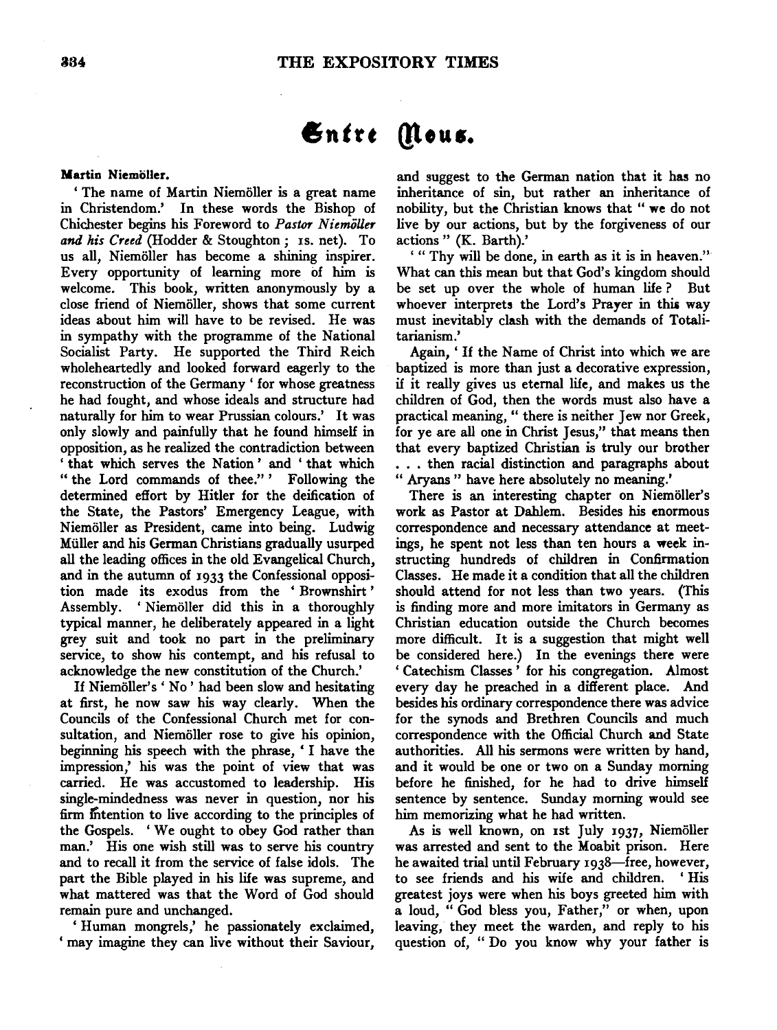# Entre Nous.

**Martin Niemöller.**

'The name of Martin Niemöller is a great name in Christendom.' In these words the Bishop of Chichester begins his Foreword to *Pastor Niemöller and his Creed* (Hodder & Stoughton; 1s. net). To us all, Niemöller has become a shining inspirer. Every opportunity of learning more of him is welcome. This book, written anonymously by a close friend of Niemöller, shows that some current ideas about him will have to be revised. He was in sympathy with the programme of the National Socialist Party. He supported the Third Reich wholeheartedly and looked forward eagerly to the reconstruction of the Germany 'for whose greatness he had fought, and whose ideals and structure had naturally for him to wear Prussian colours.' It was only slowly and painfully that he found himself in opposition, as he realized the contradiction between 'that which serves the Nation' and 'that which "the Lord commands of thee."' Following the determined effort by Hitler for the deification of the State, the Pastors' Emergency League, with Niemöller as President, came into being. Ludwig Müller and his German Christians gradually usurped all the leading offices in the old Evangelical Church, and in the autumn of 1933 the Confessional opposition made its exodus from the 'Brownshirt' Assembly. 'Niemöller did this in a thoroughly typical manner, he deliberately appeared in a light grey suit and took no part in the preliminary service, to show his contempt, and his refusal to acknowledge the new constitution of the Church.'

If Niemöller's 'No' had been slow and hesitating at first, he now saw his way clearly. When the Councils of the Confessional Church met for consultation, and Niemöller rose to give his opinion, beginning his speech with the phrase, 'I have the impression,' his was the point of view that was carried. He was accustomed to leadership. His single-mindedness was never in question, nor his firm intention to live according to the principles of the Gospels. 'We ought to obey God rather than man.' His one wish still was to serve his country and to recall it from the service of false idols. The part the Bible played in his life was supreme, and what mattered was that the Word of God should remain pure and unchanged.

'Human mongrels,' he passionately exclaimed, 'may imagine they can live without their Saviour, and suggest to the German nation that it has no inheritance of sin, but rather an inheritance of nobility, but the Christian knows that "we do not live by our actions, but by the forgiveness of our actions" (K. Barth).'

'"Thy will be done, in earth as it is in heaven." What can this mean but that God's kingdom should be set up over the whole of human life? But whoever interprets the Lord's Prayer in this way must inevitably clash with the demands of Totalitarianism.'

Again, 'If the Name of Christ into which we are baptized is more than just a decorative expression, if it really gives us eternal life, and makes us the children of God, then the words must also have a practical meaning, "there is neither Jew nor Greek, for ye are all one in Christ Jesus," that means then that every baptized Christian is truly our brother . . . then racial distinction and paragraphs about "Aryans" have here absolutely no meaning.'

There is an interesting chapter on Niemöller's work as Pastor at Dahlem. Besides his enormous correspondence and necessary attendance at meetings, he spent not less than ten hours a week instructing hundreds of children in Confirmation Classes. He made it a condition that all the children should attend for not less than two years. (This is finding more and more imitators in Germany as Christian education outside the Church becomes more difficult. It is a suggestion that might well be considered here.) In the evenings there were 'Catechism Classes' for his congregation. Almost every day he preached in a different place. And besides his ordinary correspondence there was advice for the synods and Brethren Councils and much correspondence with the Official Church and State authorities. All his sermons were written by hand, and it would be one or two on a Sunday morning before he finished, for he had to drive himself sentence by sentence. Sunday morning would see him memorizing what he had written.

As is well known, on 1st July 1937, Niemöller was arrested and sent to the Moabit prison. Here he awaited trial until February 1938—free, however, to see friends and his wife and children. 'His greatest joys were when his boys greeted him with a loud, "God bless you, Father," or when, upon leaving, they meet the warden, and reply to his question of, "Do you know why your father is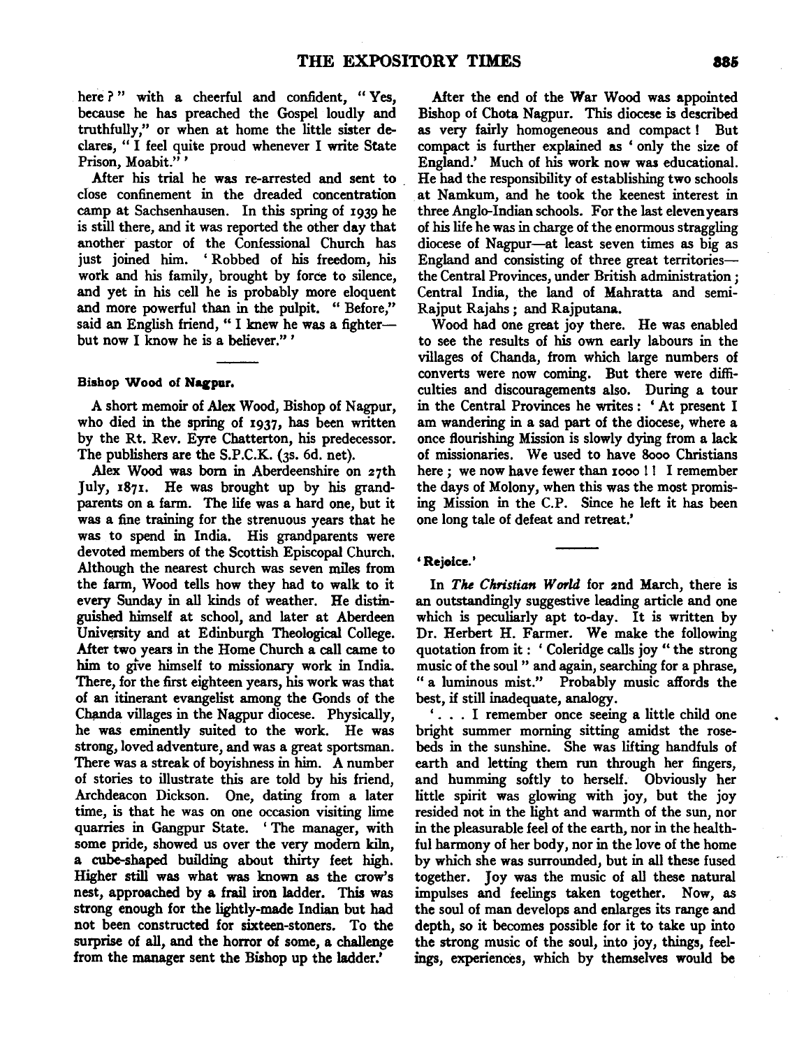here?" with a cheerful and confident, "Yes, because he has preached the Gospel loudly and truthfully," or when at home the little sister declares, "I feel quite proud whenever I write State Prison, Moabit."'

After his trial he was re-arrested and sent to close confinement in the dreaded concentration camp at Sachsenhausen. In this spring of 1939 he is still there, and it was reported the other day that another pastor of the Confessional Church has just joined him. 'Robbed of his freedom, his work and his family, brought by force to silence, and yet in his cell he is probably more eloquent and more powerful than in the pulpit. "Before," said an English friend, "I knew he was a fighter—but now I know he is a believer."'

---

### Bishop Wood of Nagpur.

A short memoir of Alex Wood, Bishop of Nagpur, who died in the spring of 1937, has been written by the Rt. Rev. Eyre Chatterton, his predecessor. The publishers are the S.P.C.K. (3s. 6d. net).

Alex Wood was born in Aberdeenshire on 27th July, 1871. He was brought up by his grandparents on a farm. The life was a hard one, but it was a fine training for the strenuous years that he was to spend in India. His grandparents were devoted members of the Scottish Episcopal Church. Although the nearest church was seven miles from the farm, Wood tells how they had to walk to it every Sunday in all kinds of weather. He distinguished himself at school, and later at Aberdeen University and at Edinburgh Theological College. After two years in the Home Church a call came to him to give himself to missionary work in India. There, for the first eighteen years, his work was that of an itinerant evangelist among the Gonds of the Chanda villages in the Nagpur diocese. Physically, he was eminently suited to the work. He was strong, loved adventure, and was a great sportsman. There was a streak of boyishness in him. A number of stories to illustrate this are told by his friend, Archdeacon Dickson. One, dating from a later time, is that he was on one occasion visiting lime quarries in Gangpur State. 'The manager, with some pride, showed us over the very modern kiln, a cube-shaped building about thirty feet high. Higher still was what was known as the crow's nest, approached by a frail iron ladder. This was strong enough for the lightly-made Indian but had not been constructed for sixteen-stoners. To the surprise of all, and the horror of some, a challenge from the manager sent the Bishop up the ladder.'

After the end of the War Wood was appointed Bishop of Chota Nagpur. This diocese is described as very fairly homogeneous and compact! But compact is further explained as 'only the size of England.' Much of his work now was educational. He had the responsibility of establishing two schools at Namkum, and he took the keenest interest in three Anglo-Indian schools. For the last eleven years of his life he was in charge of the enormous straggling diocese of Nagpur—at least seven times as big as England and consisting of three great territories—the Central Provinces, under British administration; Central India, the land of Mahratta and semi-Rajput Rajahs; and Rajputana.

Wood had one great joy there. He was enabled to see the results of his own early labours in the villages of Chanda, from which large numbers of converts were now coming. But there were difficulties and discouragements also. During a tour in the Central Provinces he writes: 'At present I am wandering in a sad part of the diocese, where a once flourishing Mission is slowly dying from a lack of missionaries. We used to have 8000 Christians here; we now have fewer than 1000!! I remember the days of Molony, when this was the most promising Mission in the C.P. Since he left it has been one long tale of defeat and retreat.'

---

### 'Rejoice.'

In *The Christian World* for 2nd March, there is an outstandingly suggestive leading article and one which is peculiarly apt to-day. It is written by Dr. Herbert H. Farmer. We make the following quotation from it: 'Coleridge calls joy "the strong music of the soul" and again, searching for a phrase, "a luminous mist." Probably music affords the best, if still inadequate, analogy.

'. . . I remember once seeing a little child one bright summer morning sitting amidst the rose-beds in the sunshine. She was lifting handfuls of earth and letting them run through her fingers, and humming softly to herself. Obviously her little spirit was glowing with joy, but the joy resided not in the light and warmth of the sun, nor in the pleasurable feel of the earth, nor in the healthful harmony of her body, nor in the love of the home by which she was surrounded, but in all these fused together. Joy was the music of all these natural impulses and feelings taken together. Now, as the soul of man develops and enlarges its range and depth, so it becomes possible for it to take up into the strong music of the soul, into joy, things, feelings, experiences, which by themselves would be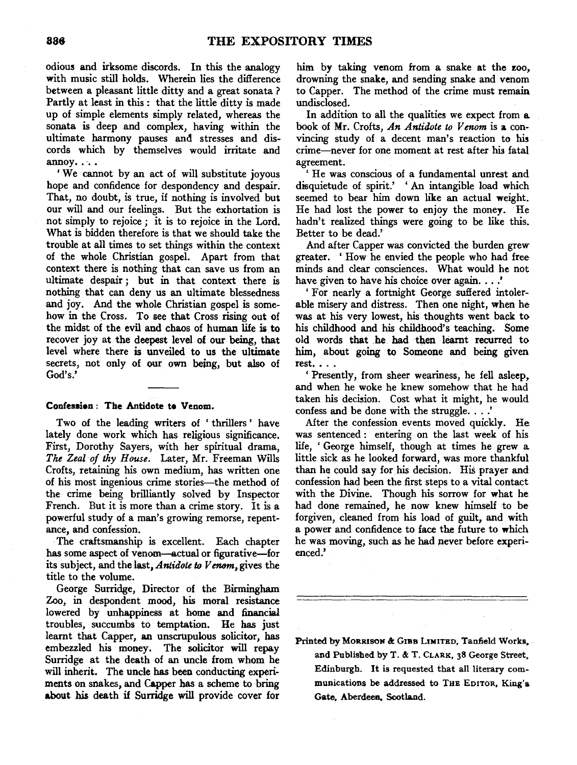odious and irksome discords. In this the analogy with music still holds. Wherein lies the difference between a pleasant little ditty and a great sonata? Partly at least in this: that the little ditty is made up of simple elements simply related, whereas the sonata is deep and complex, having within the ultimate harmony pauses and stresses and discords which by themselves would irritate and annoy. . . .

'We cannot by an act of will substitute joyous hope and confidence for despondency and despair. That, no doubt, is true, if nothing is involved but our will and our feelings. But the exhortation is not simply to rejoice; it is to rejoice in the Lord. What is bidden therefore is that we should take the trouble at all times to set things within the context of the whole Christian gospel. Apart from that context there is nothing that can save us from an ultimate despair; but in that context there is nothing that can deny us an ultimate blessedness and joy. And the whole Christian gospel is somehow in the Cross. To see that Cross rising out of the midst of the evil and chaos of human life is to recover joy at the deepest level of our being, that level where there is unveiled to us the ultimate secrets, not only of our own being, but also of God's.'

---

#### Confession: The Antidote to Venom.

Two of the leading writers of 'thrillers' have lately done work which has religious significance. First, Dorothy Sayers, with her spiritual drama, *The Zeal of thy House*. Later, Mr. Freeman Wills Crofts, retaining his own medium, has written one of his most ingenious crime stories—the method of the crime being brilliantly solved by Inspector French. But it is more than a crime story. It is a powerful study of a man's growing remorse, repentance, and confession.

The craftsmanship is excellent. Each chapter has some aspect of venom—actual or figurative—for its subject, and the last, *Antidote to Venom*, gives the title to the volume.

George Surridge, Director of the Birmingham Zoo, in despondent mood, his moral resistance lowered by unhappiness at home and financial troubles, succumbs to temptation. He has just learnt that Capper, an unscrupulous solicitor, has embezzled his money. The solicitor will repay Surridge at the death of an uncle from whom he will inherit. The uncle has been conducting experiments on snakes, and Capper has a scheme to bring about his death if Surridge will provide cover for him by taking venom from a snake at the zoo, drowning the snake, and sending snake and venom to Capper. The method of the crime must remain undisclosed.

In addition to all the qualities we expect from a book of Mr. Crofts, *An Antidote to Venom* is a convincing study of a decent man's reaction to his crime—never for one moment at rest after his fatal agreement.

'He was conscious of a fundamental unrest and disquietude of spirit.' 'An intangible load which seemed to bear him down like an actual weight. He had lost the power to enjoy the money. He hadn't realized things were going to be like this. Better to be dead.'

And after Capper was convicted the burden grew greater. 'How he envied the people who had free minds and clear consciences. What would he not have given to have his choice over again. . . .'

'For nearly a fortnight George suffered intolerable misery and distress. Then one night, when he was at his very lowest, his thoughts went back to his childhood and his childhood's teaching. Some old words that he had then learnt recurred to him, about going to Someone and being given rest. . . .

'Presently, from sheer weariness, he fell asleep, and when he woke he knew somehow that he had taken his decision. Cost what it might, he would confess and be done with the struggle. . . .'

After the confession events moved quickly. He was sentenced: entering on the last week of his life, 'George himself, though at times he grew a little sick as he looked forward, was more thankful than he could say for his decision. His prayer and confession had been the first steps to a vital contact with the Divine. Though his sorrow for what he had done remained, he now knew himself to be forgiven, cleaned from his load of guilt, and with a power and confidence to face the future to which he was moving, such as he had never before experienced.'

---

Printed by MORRISON & GIBB LIMITED, Tanfield Works, and Published by T. & T. CLARK, 38 George Street, Edinburgh. It is requested that all literary communications be addressed to THE EDITOR, King's Gate, Aberdeen, Scotland.